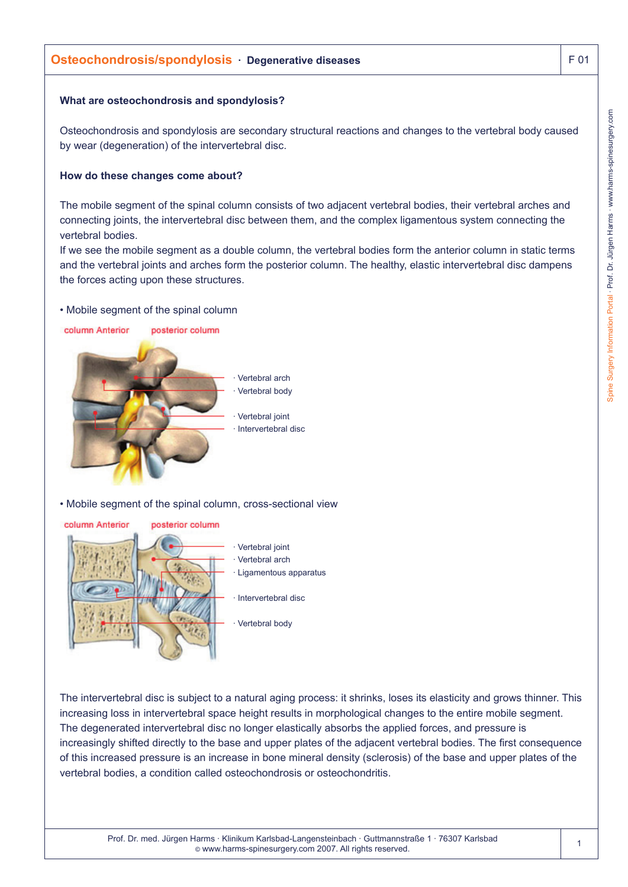# Osteochondrosis/spondylosis · Degenerative diseases

F 01

### What are osteochondrosis and spondylosis?

Osteochondrosis and spondylosis are secondary structural reactions and changes to the vertebral body caused by wear (degeneration) of the intervertebral disc.

### How do these changes come about?

The mobile segment of the spinal column consists of two adjacent vertebral bodies, their vertebral arches and connecting joints, the intervertebral disc between them, and the complex ligamentous system connecting the vertebral bodies.
If we see the mobile segment as a double column, the vertebral bodies form the anterior column in static terms and the vertebral joints and arches form the posterior column. The healthy, elastic intervertebral disc dampens the forces acting upon these structures.

- Mobile segment of the spinal column

column Anterior posterior column

· Vertebral arch
· Vertebral body
· Vertebral joint
· Intervertebral disc

- Mobile segment of the spinal column, cross-sectional view

column Anterior posterior column

· Vertebral joint
· Vertebral arch
· Ligamentous apparatus
· Intervertebral disc
· Vertebral body

The intervertebral disc is subject to a natural aging process: it shrinks, loses its elasticity and grows thinner. This increasing loss in intervertebral space height results in morphological changes to the entire mobile segment. The degenerated intervertebral disc no longer elastically absorbs the applied forces, and pressure is increasingly shifted directly to the base and upper plates of the adjacent vertebral bodies. The first consequence of this increased pressure is an increase in bone mineral density (sclerosis) of the base and upper plates of the vertebral bodies, a condition called osteochondrosis or osteochondritis.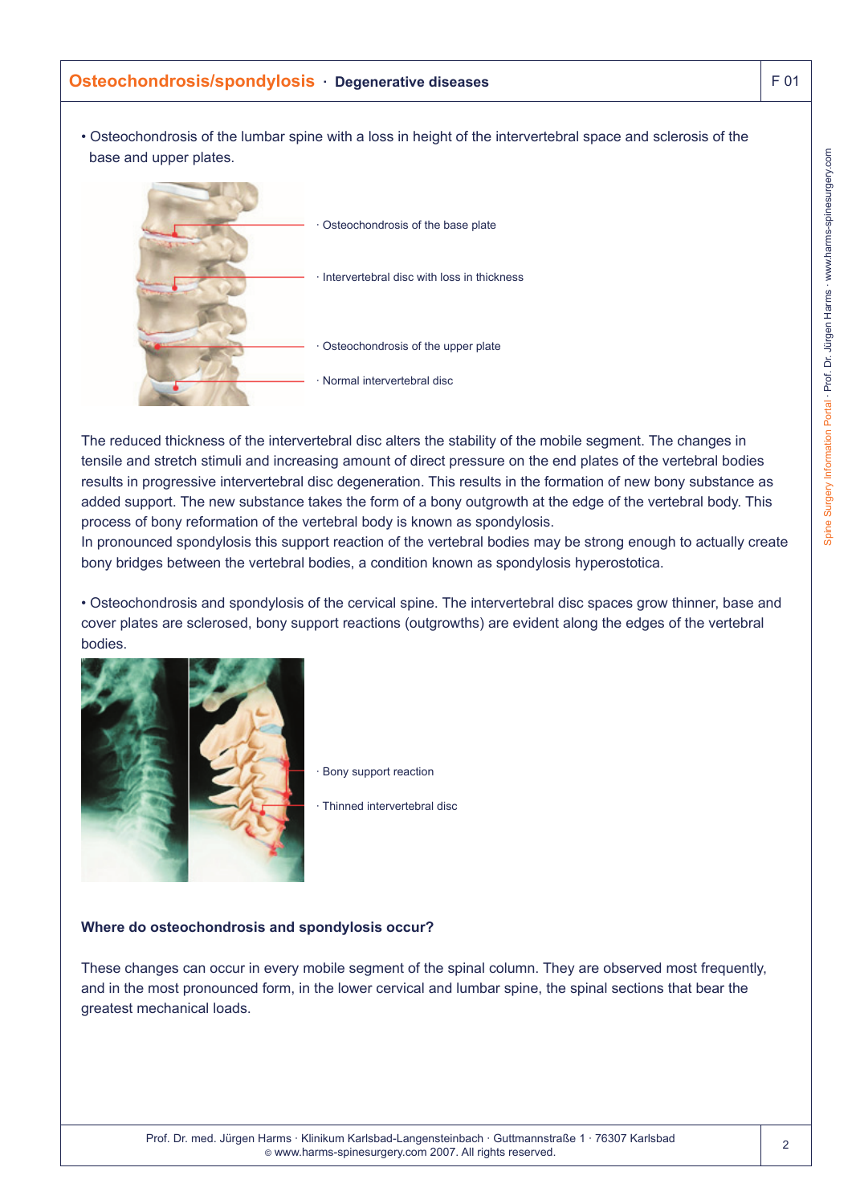## Osteochondrosis/spondylosis · Degenerative diseases

F 01

- Osteochondrosis of the lumbar spine with a loss in height of the intervertebral space and sclerosis of the base and upper plates.

· Osteochondrosis of the base plate

· Intervertebral disc with loss in thickness

· Osteochondrosis of the upper plate

· Normal intervertebral disc

The reduced thickness of the intervertebral disc alters the stability of the mobile segment. The changes in tensile and stretch stimuli and increasing amount of direct pressure on the end plates of the vertebral bodies results in progressive intervertebral disc degeneration. This results in the formation of new bony substance as added support. The new substance takes the form of a bony outgrowth at the edge of the vertebral body. This process of bony reformation of the vertebral body is known as spondylosis.
In pronounced spondylosis this support reaction of the vertebral bodies may be strong enough to actually create bony bridges between the vertebral bodies, a condition known as spondylosis hyperostotica.

- Osteochondrosis and spondylosis of the cervical spine. The intervertebral disc spaces grow thinner, base and cover plates are sclerosed, bony support reactions (outgrowths) are evident along the edges of the vertebral bodies.

· Bony support reaction

· Thinned intervertebral disc

**Where do osteochondrosis and spondylosis occur?**

These changes can occur in every mobile segment of the spinal column. They are observed most frequently, and in the most pronounced form, in the lower cervical and lumbar spine, the spinal sections that bear the greatest mechanical loads.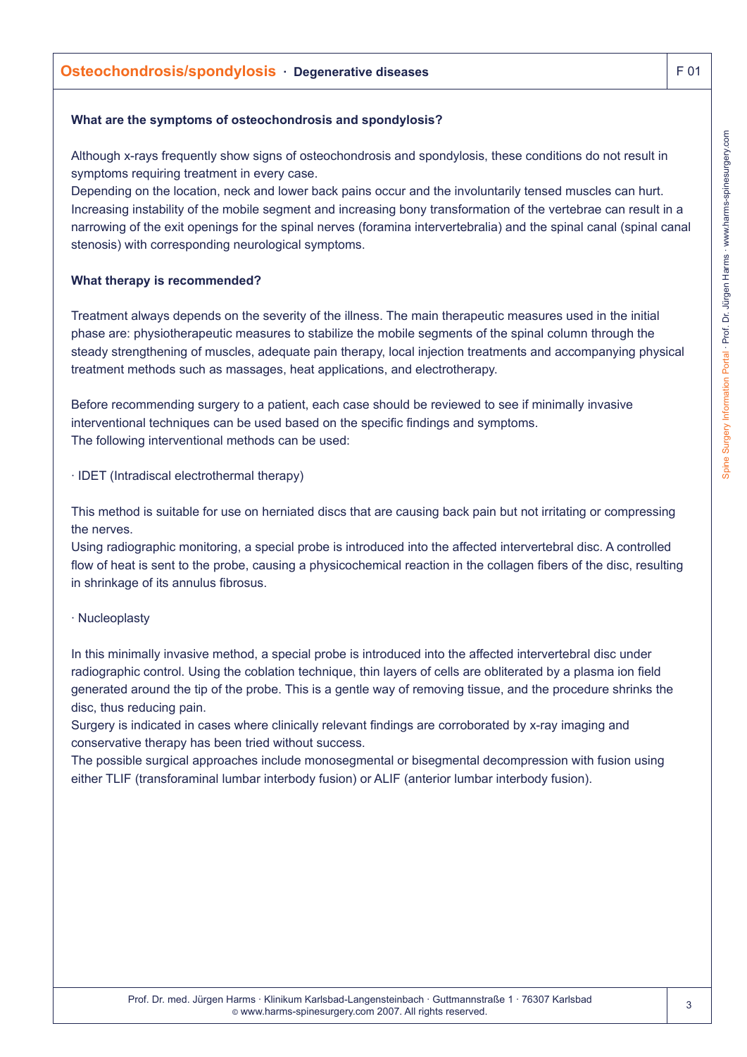## Osteochondrosis/spondylosis · Degenerative diseases

F 01

**What are the symptoms of osteochondrosis and spondylosis?**

Although x-rays frequently show signs of osteochondrosis and spondylosis, these conditions do not result in symptoms requiring treatment in every case.
Depending on the location, neck and lower back pains occur and the involuntarily tensed muscles can hurt. Increasing instability of the mobile segment and increasing bony transformation of the vertebrae can result in a narrowing of the exit openings for the spinal nerves (foramina intervertebralia) and the spinal canal (spinal canal stenosis) with corresponding neurological symptoms.

**What therapy is recommended?**

Treatment always depends on the severity of the illness. The main therapeutic measures used in the initial phase are: physiotherapeutic measures to stabilize the mobile segments of the spinal column through the steady strengthening of muscles, adequate pain therapy, local injection treatments and accompanying physical treatment methods such as massages, heat applications, and electrotherapy.

Before recommending surgery to a patient, each case should be reviewed to see if minimally invasive interventional techniques can be used based on the specific findings and symptoms.
The following interventional methods can be used:

· IDET (Intradiscal electrothermal therapy)

This method is suitable for use on herniated discs that are causing back pain but not irritating or compressing the nerves.
Using radiographic monitoring, a special probe is introduced into the affected intervertebral disc. A controlled flow of heat is sent to the probe, causing a physicochemical reaction in the collagen fibers of the disc, resulting in shrinkage of its annulus fibrosus.

· Nucleoplasty

In this minimally invasive method, a special probe is introduced into the affected intervertebral disc under radiographic control. Using the coblation technique, thin layers of cells are obliterated by a plasma ion field generated around the tip of the probe. This is a gentle way of removing tissue, and the procedure shrinks the disc, thus reducing pain.
Surgery is indicated in cases where clinically relevant findings are corroborated by x-ray imaging and conservative therapy has been tried without success.
The possible surgical approaches include monosegmental or bisegmental decompression with fusion using either TLIF (transforaminal lumbar interbody fusion) or ALIF (anterior lumbar interbody fusion).